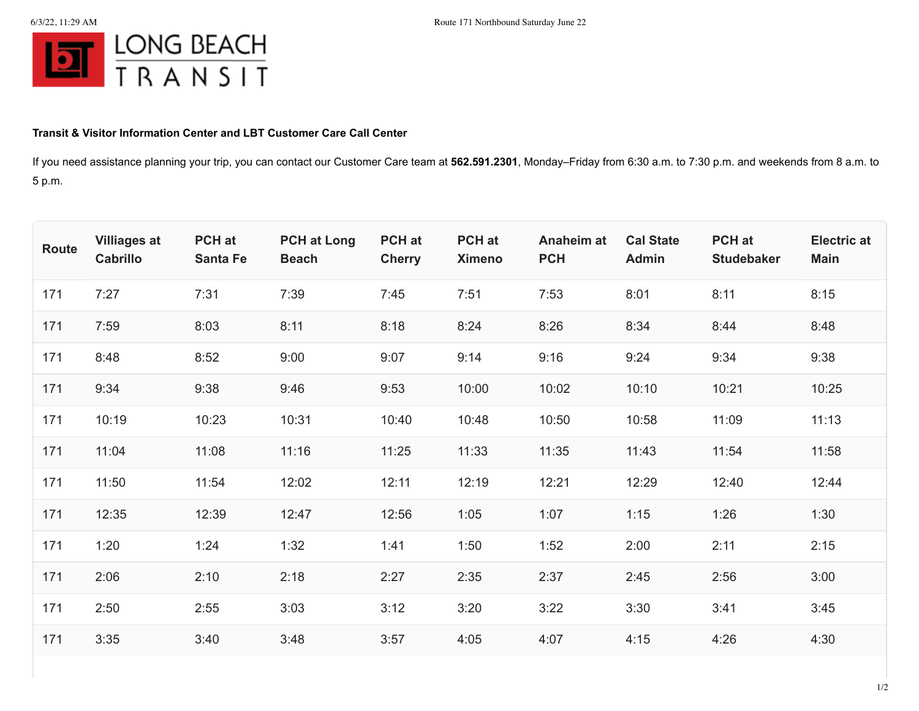LONG BEACH TRANSIT

**Transit & Visitor Information Center and LBT Customer Care Call Center**

If you need assistance planning your trip, you can contact our Customer Care team at **562.591.2301**, Monday–Friday from 6:30 a.m. to 7:30 p.m. and weekends from 8 a.m. to 5 p.m.

| Route | Villiages at Cabrillo | PCH at Santa Fe | PCH at Long Beach | PCH at Cherry | PCH at Ximeno | Anaheim at PCH | Cal State Admin | PCH at Studebaker | Electric at Main |
|---|---|---|---|---|---|---|---|---|---|
| 171 | 7:27 | 7:31 | 7:39 | 7:45 | 7:51 | 7:53 | 8:01 | 8:11 | 8:15 |
| 171 | 7:59 | 8:03 | 8:11 | 8:18 | 8:24 | 8:26 | 8:34 | 8:44 | 8:48 |
| 171 | 8:48 | 8:52 | 9:00 | 9:07 | 9:14 | 9:16 | 9:24 | 9:34 | 9:38 |
| 171 | 9:34 | 9:38 | 9:46 | 9:53 | 10:00 | 10:02 | 10:10 | 10:21 | 10:25 |
| 171 | 10:19 | 10:23 | 10:31 | 10:40 | 10:48 | 10:50 | 10:58 | 11:09 | 11:13 |
| 171 | 11:04 | 11:08 | 11:16 | 11:25 | 11:33 | 11:35 | 11:43 | 11:54 | 11:58 |
| 171 | 11:50 | 11:54 | 12:02 | 12:11 | 12:19 | 12:21 | 12:29 | 12:40 | 12:44 |
| 171 | 12:35 | 12:39 | 12:47 | 12:56 | 1:05 | 1:07 | 1:15 | 1:26 | 1:30 |
| 171 | 1:20 | 1:24 | 1:32 | 1:41 | 1:50 | 1:52 | 2:00 | 2:11 | 2:15 |
| 171 | 2:06 | 2:10 | 2:18 | 2:27 | 2:35 | 2:37 | 2:45 | 2:56 | 3:00 |
| 171 | 2:50 | 2:55 | 3:03 | 3:12 | 3:20 | 3:22 | 3:30 | 3:41 | 3:45 |
| 171 | 3:35 | 3:40 | 3:48 | 3:57 | 4:05 | 4:07 | 4:15 | 4:26 | 4:30 |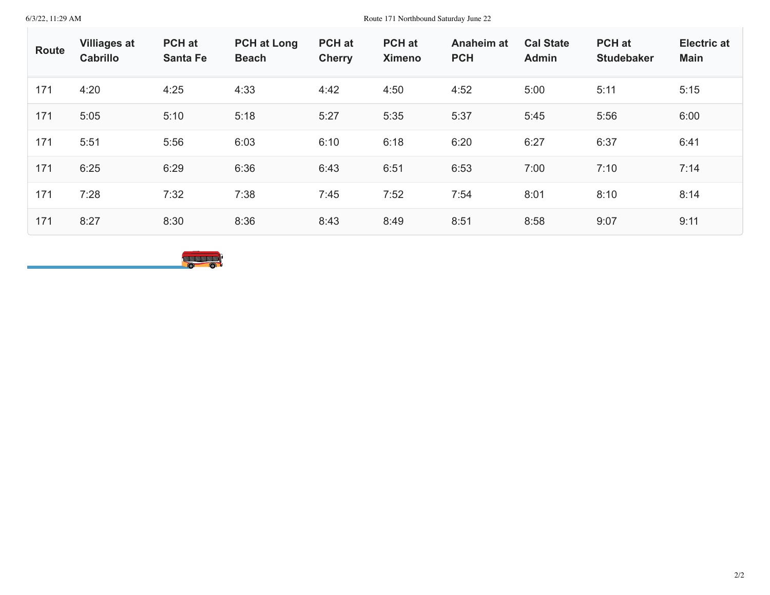| Route | Villiages at Cabrillo | PCH at Santa Fe | PCH at Long Beach | PCH at Cherry | PCH at Ximeno | Anaheim at PCH | Cal State Admin | PCH at Studebaker | Electric at Main |
|---|---|---|---|---|---|---|---|---|---|
| 171 | 4:20 | 4:25 | 4:33 | 4:42 | 4:50 | 4:52 | 5:00 | 5:11 | 5:15 |
| 171 | 5:05 | 5:10 | 5:18 | 5:27 | 5:35 | 5:37 | 5:45 | 5:56 | 6:00 |
| 171 | 5:51 | 5:56 | 6:03 | 6:10 | 6:18 | 6:20 | 6:27 | 6:37 | 6:41 |
| 171 | 6:25 | 6:29 | 6:36 | 6:43 | 6:51 | 6:53 | 7:00 | 7:10 | 7:14 |
| 171 | 7:28 | 7:32 | 7:38 | 7:45 | 7:52 | 7:54 | 8:01 | 8:10 | 8:14 |
| 171 | 8:27 | 8:30 | 8:36 | 8:43 | 8:49 | 8:51 | 8:58 | 9:07 | 9:11 |